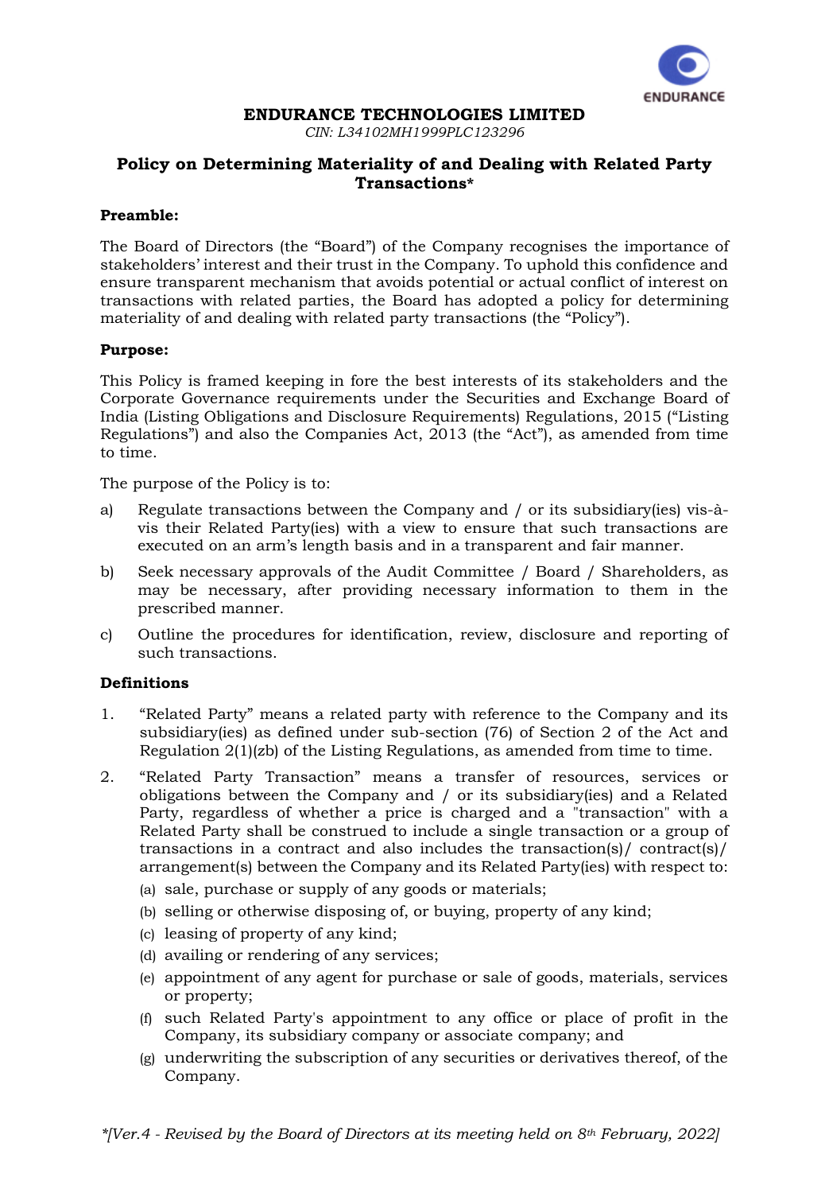**ENDURANCE TECHNOLOGIES LIMITED**

*CIN: L34102MH1999PLC123296*

## Policy on Determining Materiality of and Dealing with Related Party Transactions*

**Preamble:**

The Board of Directors (the "Board") of the Company recognises the importance of stakeholders' interest and their trust in the Company. To uphold this confidence and ensure transparent mechanism that avoids potential or actual conflict of interest on transactions with related parties, the Board has adopted a policy for determining materiality of and dealing with related party transactions (the "Policy").

**Purpose:**

This Policy is framed keeping in fore the best interests of its stakeholders and the Corporate Governance requirements under the Securities and Exchange Board of India (Listing Obligations and Disclosure Requirements) Regulations, 2015 ("Listing Regulations") and also the Companies Act, 2013 (the "Act"), as amended from time to time.

The purpose of the Policy is to:

a) Regulate transactions between the Company and / or its subsidiary(ies) vis-à-vis their Related Party(ies) with a view to ensure that such transactions are executed on an arm's length basis and in a transparent and fair manner.

b) Seek necessary approvals of the Audit Committee / Board / Shareholders, as may be necessary, after providing necessary information to them in the prescribed manner.

c) Outline the procedures for identification, review, disclosure and reporting of such transactions.

**Definitions**

1. "Related Party" means a related party with reference to the Company and its subsidiary(ies) as defined under sub-section (76) of Section 2 of the Act and Regulation 2(1)(zb) of the Listing Regulations, as amended from time to time.

2. "Related Party Transaction" means a transfer of resources, services or obligations between the Company and / or its subsidiary(ies) and a Related Party, regardless of whether a price is charged and a "transaction" with a Related Party shall be construed to include a single transaction or a group of transactions in a contract and also includes the transaction(s)/ contract(s)/ arrangement(s) between the Company and its Related Party(ies) with respect to:
   (a) sale, purchase or supply of any goods or materials;
   (b) selling or otherwise disposing of, or buying, property of any kind;
   (c) leasing of property of any kind;
   (d) availing or rendering of any services;
   (e) appointment of any agent for purchase or sale of goods, materials, services or property;
   (f) such Related Party's appointment to any office or place of profit in the Company, its subsidiary company or associate company; and
   (g) underwriting the subscription of any securities or derivatives thereof, of the Company.

*\*[Ver.4 - Revised by the Board of Directors at its meeting held on 8th February, 2022]*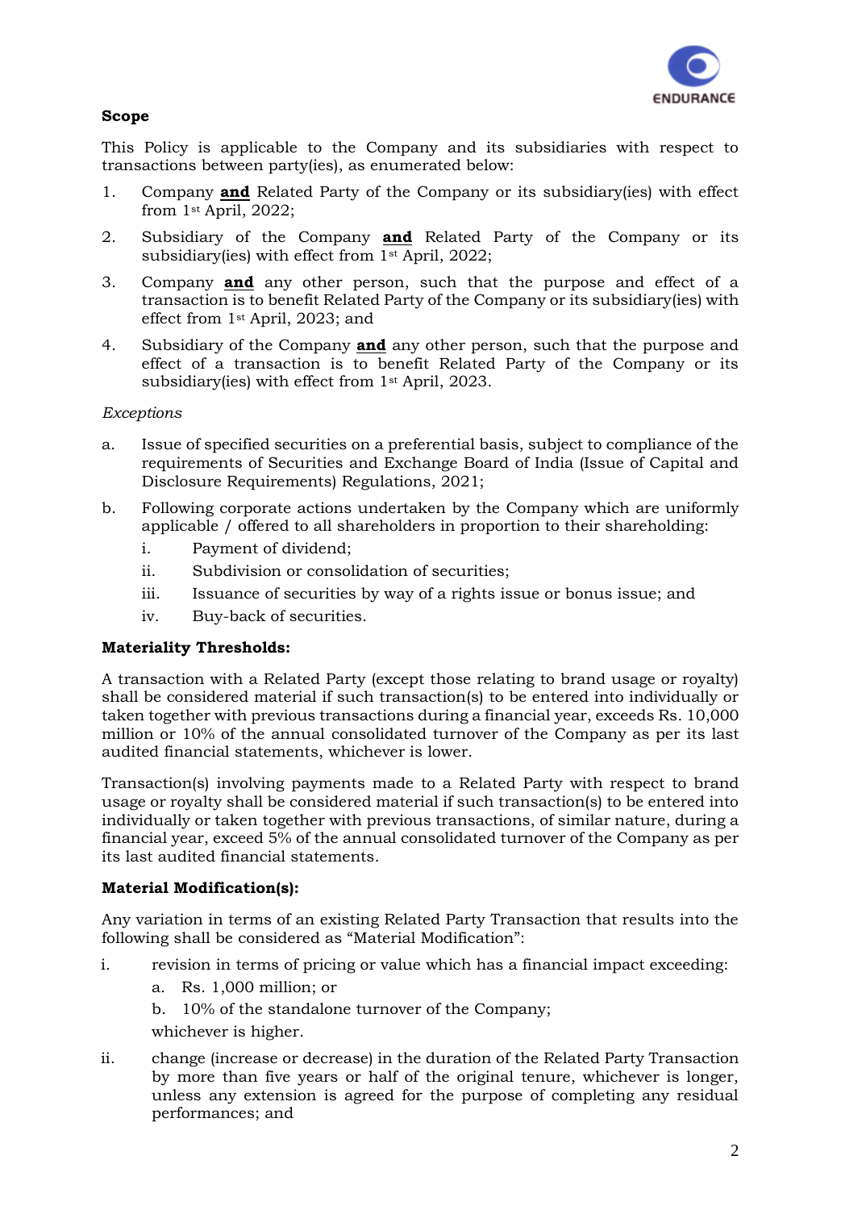**Scope**

This Policy is applicable to the Company and its subsidiaries with respect to transactions between party(ies), as enumerated below:

1. Company **and** Related Party of the Company or its subsidiary(ies) with effect from 1st April, 2022;
2. Subsidiary of the Company **and** Related Party of the Company or its subsidiary(ies) with effect from 1st April, 2022;
3. Company **and** any other person, such that the purpose and effect of a transaction is to benefit Related Party of the Company or its subsidiary(ies) with effect from 1st April, 2023; and
4. Subsidiary of the Company **and** any other person, such that the purpose and effect of a transaction is to benefit Related Party of the Company or its subsidiary(ies) with effect from 1st April, 2023.

*Exceptions*

a. Issue of specified securities on a preferential basis, subject to compliance of the requirements of Securities and Exchange Board of India (Issue of Capital and Disclosure Requirements) Regulations, 2021;

b. Following corporate actions undertaken by the Company which are uniformly applicable / offered to all shareholders in proportion to their shareholding:
   i. Payment of dividend;
   ii. Subdivision or consolidation of securities;
   iii. Issuance of securities by way of a rights issue or bonus issue; and
   iv. Buy-back of securities.

**Materiality Thresholds:**

A transaction with a Related Party (except those relating to brand usage or royalty) shall be considered material if such transaction(s) to be entered into individually or taken together with previous transactions during a financial year, exceeds Rs. 10,000 million or 10% of the annual consolidated turnover of the Company as per its last audited financial statements, whichever is lower.

Transaction(s) involving payments made to a Related Party with respect to brand usage or royalty shall be considered material if such transaction(s) to be entered into individually or taken together with previous transactions, of similar nature, during a financial year, exceed 5% of the annual consolidated turnover of the Company as per its last audited financial statements.

**Material Modification(s):**

Any variation in terms of an existing Related Party Transaction that results into the following shall be considered as "Material Modification":

i. revision in terms of pricing or value which has a financial impact exceeding:
   a. Rs. 1,000 million; or
   b. 10% of the standalone turnover of the Company;

   whichever is higher.

ii. change (increase or decrease) in the duration of the Related Party Transaction by more than five years or half of the original tenure, whichever is longer, unless any extension is agreed for the purpose of completing any residual performances; and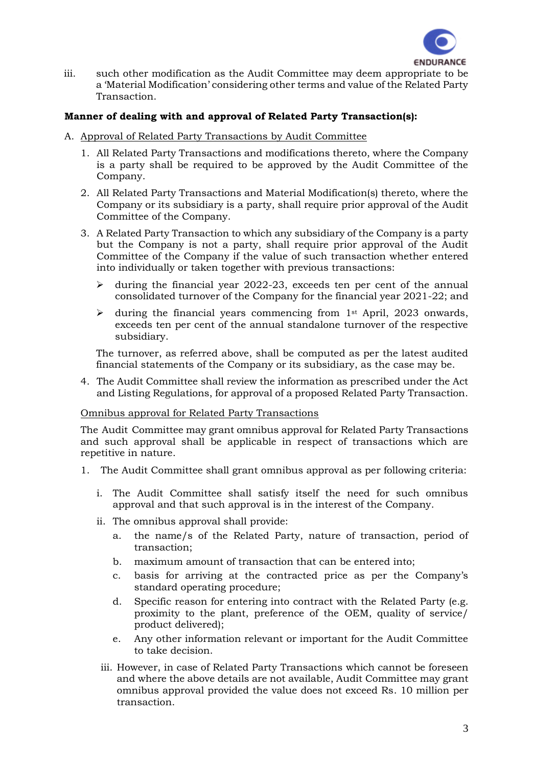iii. such other modification as the Audit Committee may deem appropriate to be a 'Material Modification' considering other terms and value of the Related Party Transaction.

**Manner of dealing with and approval of Related Party Transaction(s):**

A. Approval of Related Party Transactions by Audit Committee

1. All Related Party Transactions and modifications thereto, where the Company is a party shall be required to be approved by the Audit Committee of the Company.
2. All Related Party Transactions and Material Modification(s) thereto, where the Company or its subsidiary is a party, shall require prior approval of the Audit Committee of the Company.
3. A Related Party Transaction to which any subsidiary of the Company is a party but the Company is not a party, shall require prior approval of the Audit Committee of the Company if the value of such transaction whether entered into individually or taken together with previous transactions:
   - during the financial year 2022-23, exceeds ten per cent of the annual consolidated turnover of the Company for the financial year 2021-22; and
   - during the financial years commencing from 1st April, 2023 onwards, exceeds ten per cent of the annual standalone turnover of the respective subsidiary.

   The turnover, as referred above, shall be computed as per the latest audited financial statements of the Company or its subsidiary, as the case may be.
4. The Audit Committee shall review the information as prescribed under the Act and Listing Regulations, for approval of a proposed Related Party Transaction.

Omnibus approval for Related Party Transactions

The Audit Committee may grant omnibus approval for Related Party Transactions and such approval shall be applicable in respect of transactions which are repetitive in nature.

1. The Audit Committee shall grant omnibus approval as per following criteria:
   1. The Audit Committee shall satisfy itself the need for such omnibus approval and that such approval is in the interest of the Company.
   2. The omnibus approval shall provide:
      a. the name/s of the Related Party, nature of transaction, period of transaction;
      b. maximum amount of transaction that can be entered into;
      c. basis for arriving at the contracted price as per the Company's standard operating procedure;
      d. Specific reason for entering into contract with the Related Party (e.g. proximity to the plant, preference of the OEM, quality of service/ product delivered);
      e. Any other information relevant or important for the Audit Committee to take decision.
   3. However, in case of Related Party Transactions which cannot be foreseen and where the above details are not available, Audit Committee may grant omnibus approval provided the value does not exceed Rs. 10 million per transaction.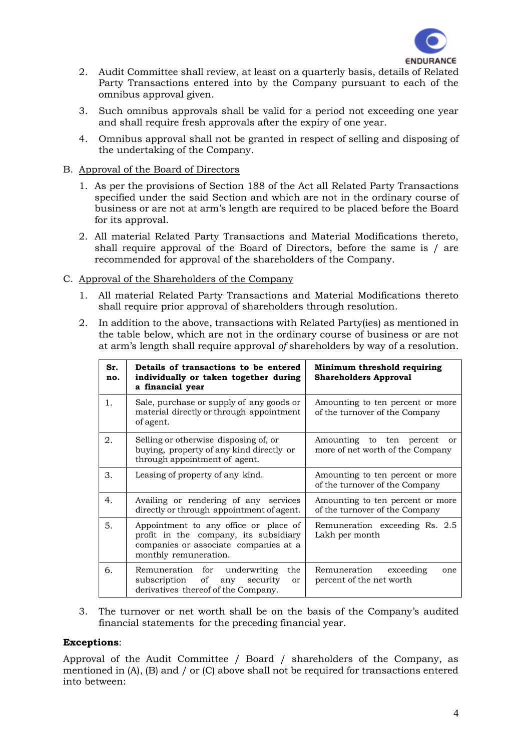2. Audit Committee shall review, at least on a quarterly basis, details of Related Party Transactions entered into by the Company pursuant to each of the omnibus approval given.
3. Such omnibus approvals shall be valid for a period not exceeding one year and shall require fresh approvals after the expiry of one year.
4. Omnibus approval shall not be granted in respect of selling and disposing of the undertaking of the Company.

B. Approval of the Board of Directors

1. As per the provisions of Section 188 of the Act all Related Party Transactions specified under the said Section and which are not in the ordinary course of business or are not at arm's length are required to be placed before the Board for its approval.
2. All material Related Party Transactions and Material Modifications thereto, shall require approval of the Board of Directors, before the same is / are recommended for approval of the shareholders of the Company.

C. Approval of the Shareholders of the Company

1. All material Related Party Transactions and Material Modifications thereto shall require prior approval of shareholders through resolution.
2. In addition to the above, transactions with Related Party(ies) as mentioned in the table below, which are not in the ordinary course of business or are not at arm's length shall require approval *of* shareholders by way of a resolution.

| Sr. no. | Details of transactions to be entered individually or taken together during a financial year | Minimum threshold requiring Shareholders Approval |
|---|---|---|
| 1. | Sale, purchase or supply of any goods or material directly or through appointment of agent. | Amounting to ten percent or more of the turnover of the Company |
| 2. | Selling or otherwise disposing of, or buying, property of any kind directly or through appointment of agent. | Amounting to ten percent or more of net worth of the Company |
| 3. | Leasing of property of any kind. | Amounting to ten percent or more of the turnover of the Company |
| 4. | Availing or rendering of any services directly or through appointment of agent. | Amounting to ten percent or more of the turnover of the Company |
| 5. | Appointment to any office or place of profit in the company, its subsidiary companies or associate companies at a monthly remuneration. | Remuneration exceeding Rs. 2.5 Lakh per month |
| 6. | Remuneration for underwriting the subscription of any security or derivatives thereof of the Company. | Remuneration exceeding one percent of the net worth |

3. The turnover or net worth shall be on the basis of the Company's audited financial statements for the preceding financial year.

**Exceptions**:

Approval of the Audit Committee / Board / shareholders of the Company, as mentioned in (A), (B) and / or (C) above shall not be required for transactions entered into between: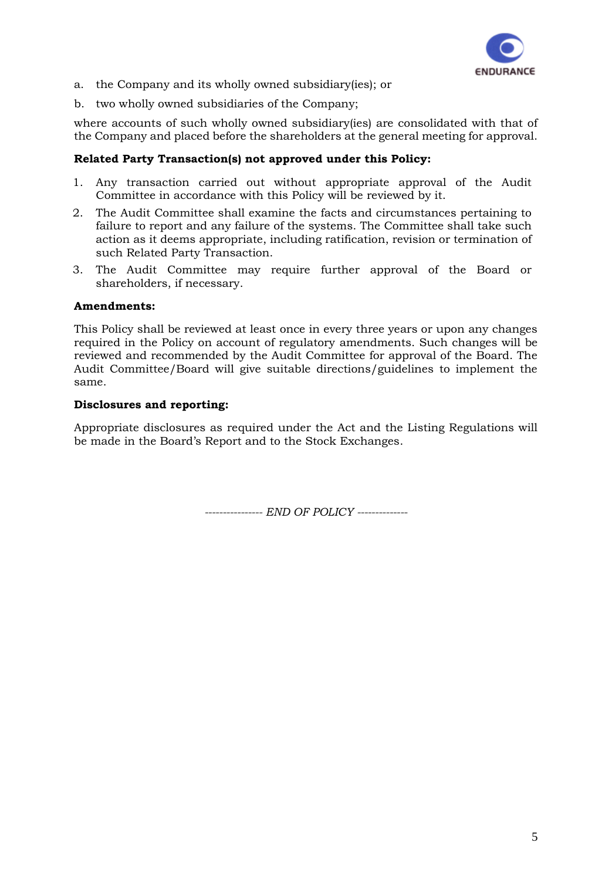a. the Company and its wholly owned subsidiary(ies); or

b. two wholly owned subsidiaries of the Company;

where accounts of such wholly owned subsidiary(ies) are consolidated with that of the Company and placed before the shareholders at the general meeting for approval.

**Related Party Transaction(s) not approved under this Policy:**

1. Any transaction carried out without appropriate approval of the Audit Committee in accordance with this Policy will be reviewed by it.
2. The Audit Committee shall examine the facts and circumstances pertaining to failure to report and any failure of the systems. The Committee shall take such action as it deems appropriate, including ratification, revision or termination of such Related Party Transaction.
3. The Audit Committee may require further approval of the Board or shareholders, if necessary.

**Amendments:**

This Policy shall be reviewed at least once in every three years or upon any changes required in the Policy on account of regulatory amendments. Such changes will be reviewed and recommended by the Audit Committee for approval of the Board. The Audit Committee/Board will give suitable directions/guidelines to implement the same.

**Disclosures and reporting:**

Appropriate disclosures as required under the Act and the Listing Regulations will be made in the Board's Report and to the Stock Exchanges.

---------------- *END OF POLICY* --------------